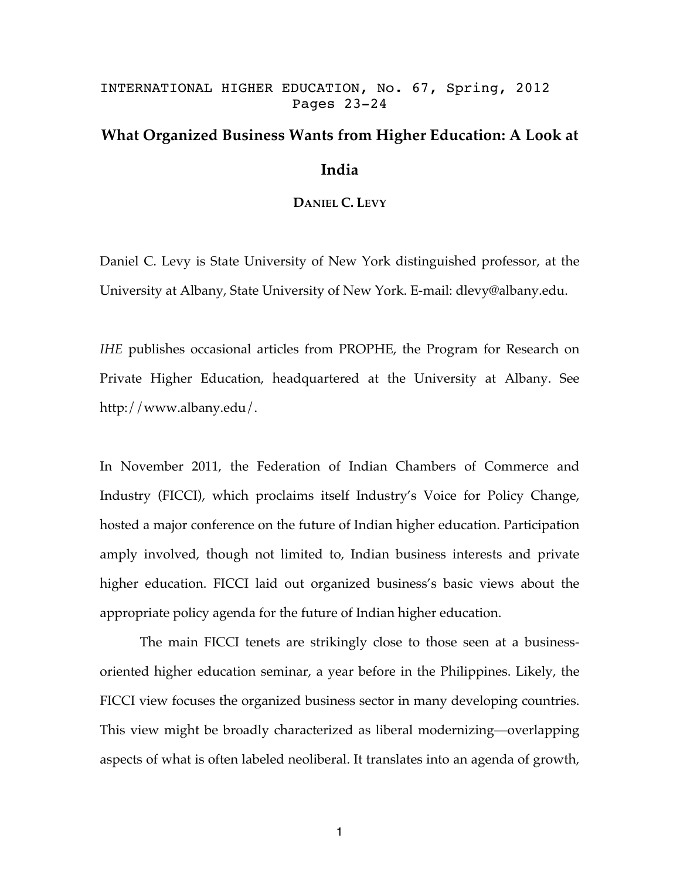INTERNATIONAL HIGHER EDUCATION, No. 67, Spring, 2012
Pages 23-24

# What Organized Business Wants from Higher Education: A Look at India

**DANIEL C. LEVY**

Daniel C. Levy is State University of New York distinguished professor, at the University at Albany, State University of New York. E-mail: dlevy@albany.edu.

*IHE* publishes occasional articles from PROPHE, the Program for Research on Private Higher Education, headquartered at the University at Albany. See http://www.albany.edu/.

In November 2011, the Federation of Indian Chambers of Commerce and Industry (FICCI), which proclaims itself Industry's Voice for Policy Change, hosted a major conference on the future of Indian higher education. Participation amply involved, though not limited to, Indian business interests and private higher education. FICCI laid out organized business's basic views about the appropriate policy agenda for the future of Indian higher education.

The main FICCI tenets are strikingly close to those seen at a business-oriented higher education seminar, a year before in the Philippines. Likely, the FICCI view focuses the organized business sector in many developing countries. This view might be broadly characterized as liberal modernizing—overlapping aspects of what is often labeled neoliberal. It translates into an agenda of growth,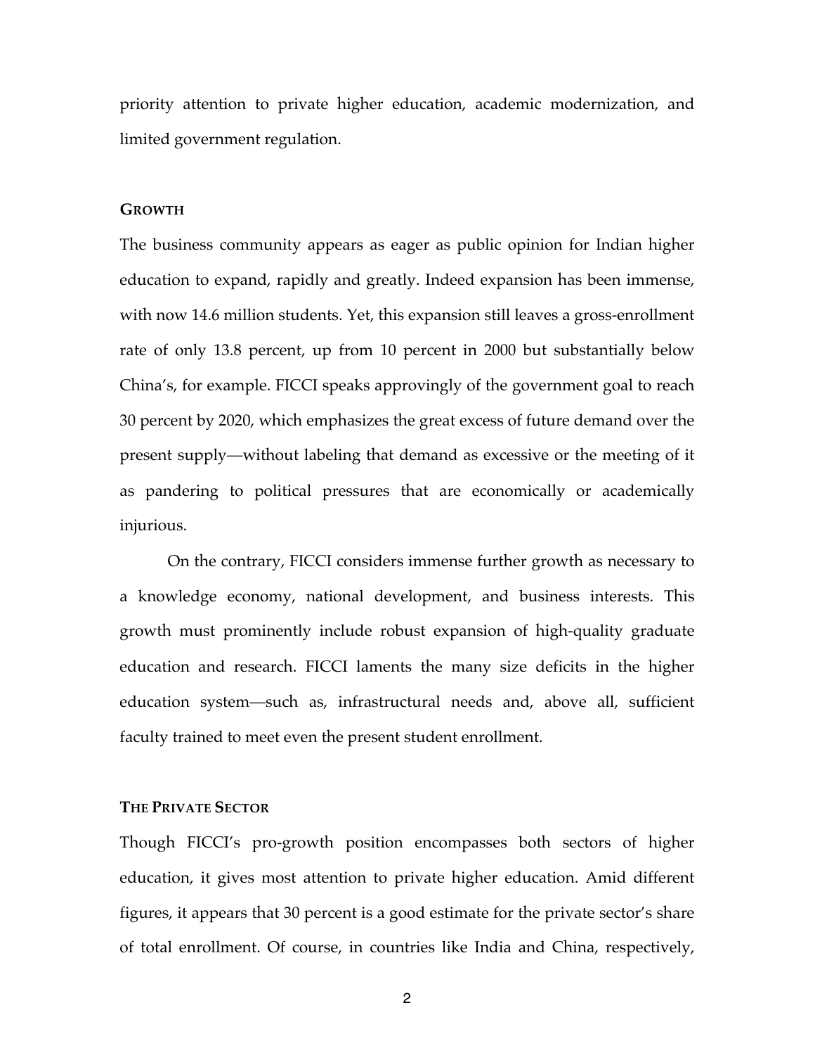priority attention to private higher education, academic modernization, and limited government regulation.

## GROWTH

The business community appears as eager as public opinion for Indian higher education to expand, rapidly and greatly. Indeed expansion has been immense, with now 14.6 million students. Yet, this expansion still leaves a gross-enrollment rate of only 13.8 percent, up from 10 percent in 2000 but substantially below China's, for example. FICCI speaks approvingly of the government goal to reach 30 percent by 2020, which emphasizes the great excess of future demand over the present supply—without labeling that demand as excessive or the meeting of it as pandering to political pressures that are economically or academically injurious.

On the contrary, FICCI considers immense further growth as necessary to a knowledge economy, national development, and business interests. This growth must prominently include robust expansion of high-quality graduate education and research. FICCI laments the many size deficits in the higher education system—such as, infrastructural needs and, above all, sufficient faculty trained to meet even the present student enrollment.

## THE PRIVATE SECTOR

Though FICCI's pro-growth position encompasses both sectors of higher education, it gives most attention to private higher education. Amid different figures, it appears that 30 percent is a good estimate for the private sector's share of total enrollment. Of course, in countries like India and China, respectively,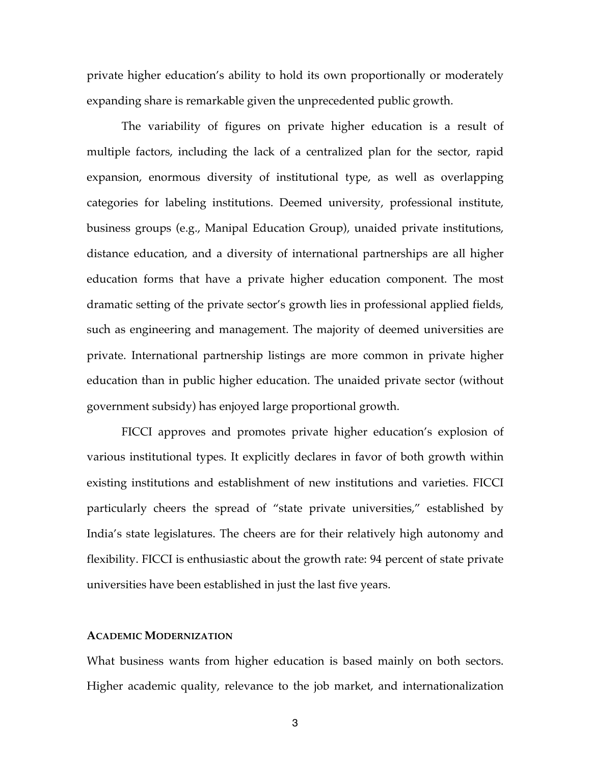private higher education's ability to hold its own proportionally or moderately expanding share is remarkable given the unprecedented public growth.

The variability of figures on private higher education is a result of multiple factors, including the lack of a centralized plan for the sector, rapid expansion, enormous diversity of institutional type, as well as overlapping categories for labeling institutions. Deemed university, professional institute, business groups (e.g., Manipal Education Group), unaided private institutions, distance education, and a diversity of international partnerships are all higher education forms that have a private higher education component. The most dramatic setting of the private sector's growth lies in professional applied fields, such as engineering and management. The majority of deemed universities are private. International partnership listings are more common in private higher education than in public higher education. The unaided private sector (without government subsidy) has enjoyed large proportional growth.

FICCI approves and promotes private higher education's explosion of various institutional types. It explicitly declares in favor of both growth within existing institutions and establishment of new institutions and varieties. FICCI particularly cheers the spread of "state private universities," established by India's state legislatures. The cheers are for their relatively high autonomy and flexibility. FICCI is enthusiastic about the growth rate: 94 percent of state private universities have been established in just the last five years.

## ACADEMIC MODERNIZATION

What business wants from higher education is based mainly on both sectors. Higher academic quality, relevance to the job market, and internationalization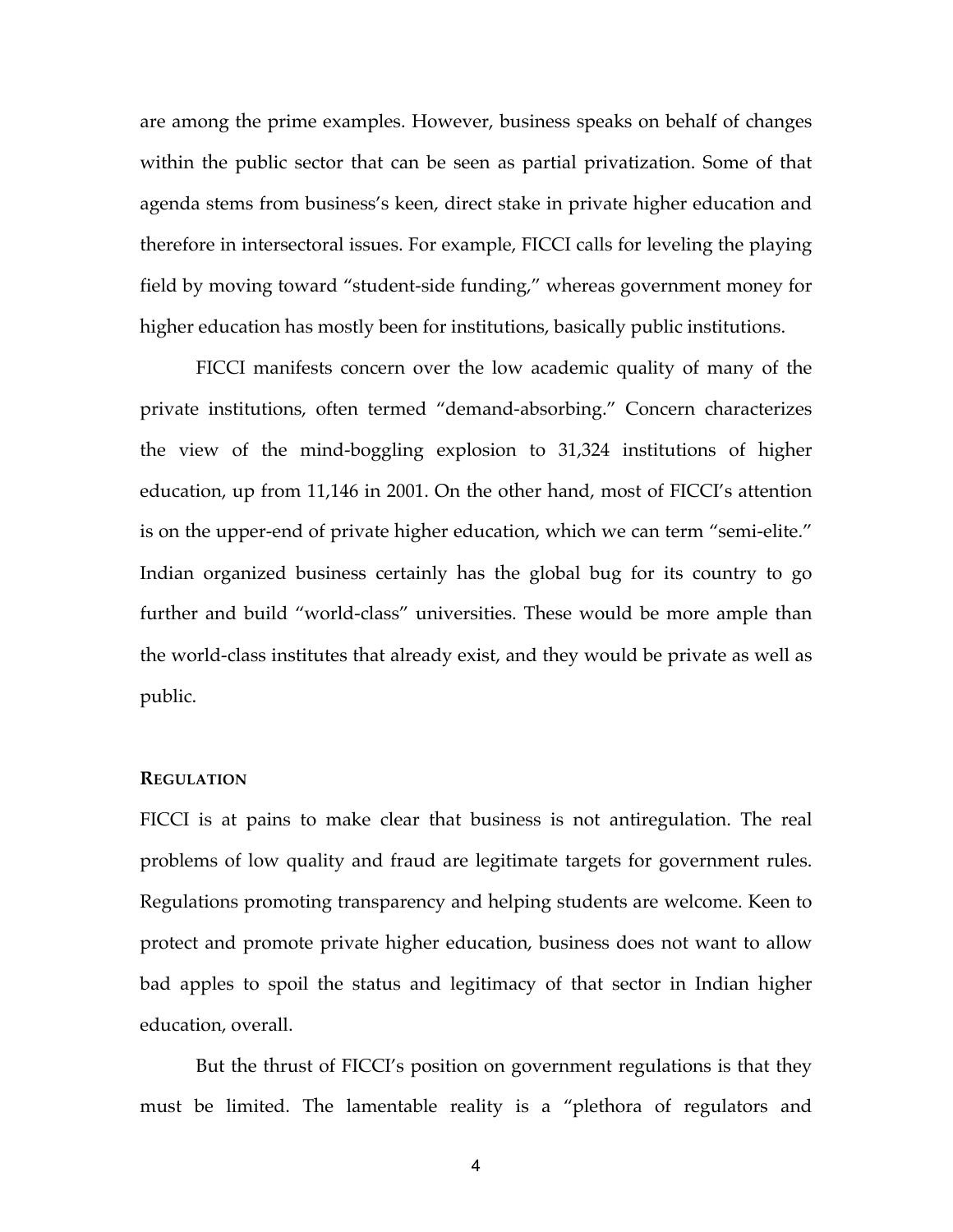are among the prime examples. However, business speaks on behalf of changes within the public sector that can be seen as partial privatization. Some of that agenda stems from business's keen, direct stake in private higher education and therefore in intersectoral issues. For example, FICCI calls for leveling the playing field by moving toward "student-side funding," whereas government money for higher education has mostly been for institutions, basically public institutions.

FICCI manifests concern over the low academic quality of many of the private institutions, often termed "demand-absorbing." Concern characterizes the view of the mind-boggling explosion to 31,324 institutions of higher education, up from 11,146 in 2001. On the other hand, most of FICCI's attention is on the upper-end of private higher education, which we can term "semi-elite." Indian organized business certainly has the global bug for its country to go further and build "world-class" universities. These would be more ample than the world-class institutes that already exist, and they would be private as well as public.

### Regulation

FICCI is at pains to make clear that business is not antiregulation. The real problems of low quality and fraud are legitimate targets for government rules. Regulations promoting transparency and helping students are welcome. Keen to protect and promote private higher education, business does not want to allow bad apples to spoil the status and legitimacy of that sector in Indian higher education, overall.

But the thrust of FICCI's position on government regulations is that they must be limited. The lamentable reality is a "plethora of regulators and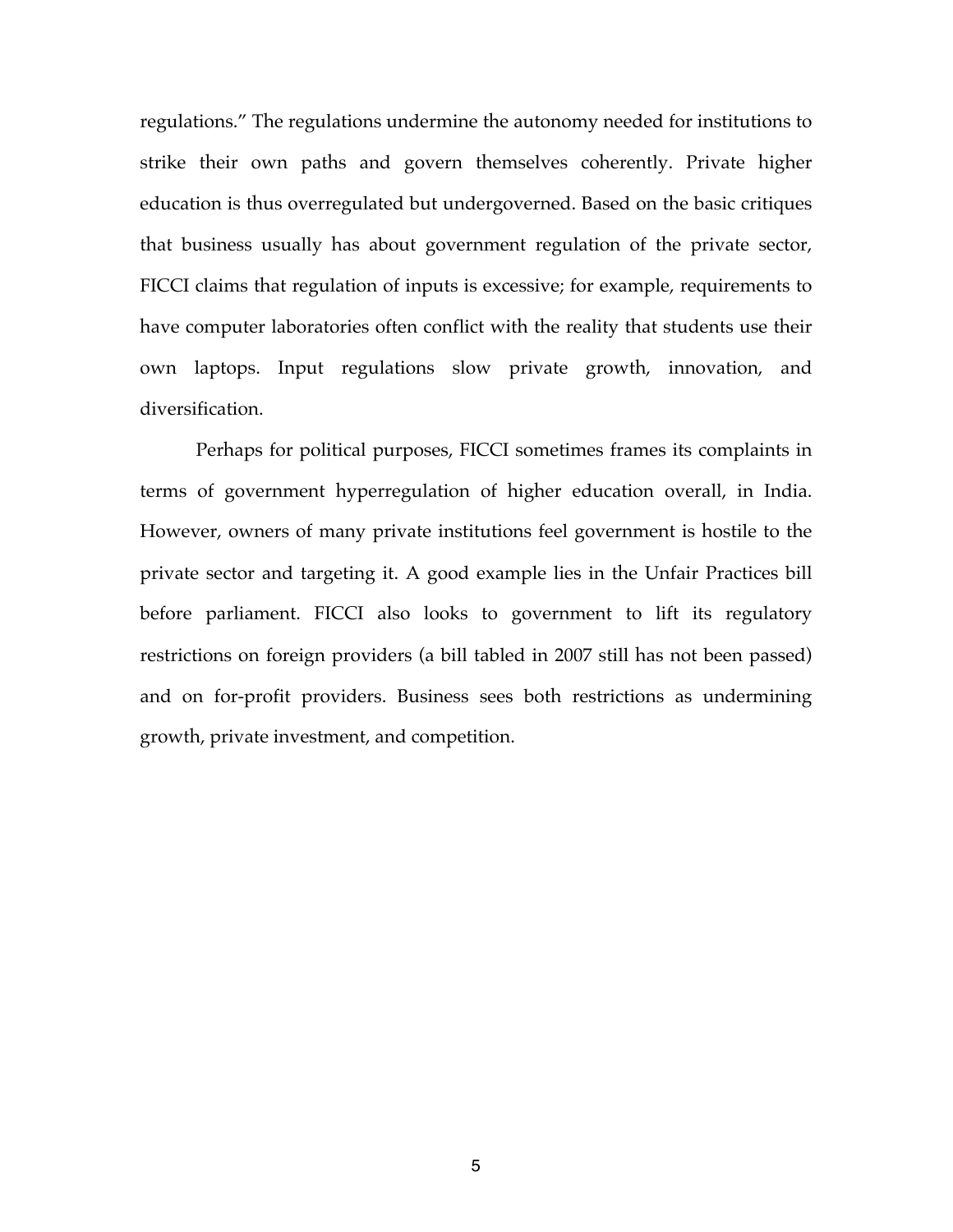regulations." The regulations undermine the autonomy needed for institutions to strike their own paths and govern themselves coherently. Private higher education is thus overregulated but undergoverned. Based on the basic critiques that business usually has about government regulation of the private sector, FICCI claims that regulation of inputs is excessive; for example, requirements to have computer laboratories often conflict with the reality that students use their own laptops. Input regulations slow private growth, innovation, and diversification.

Perhaps for political purposes, FICCI sometimes frames its complaints in terms of government hyperregulation of higher education overall, in India. However, owners of many private institutions feel government is hostile to the private sector and targeting it. A good example lies in the Unfair Practices bill before parliament. FICCI also looks to government to lift its regulatory restrictions on foreign providers (a bill tabled in 2007 still has not been passed) and on for-profit providers. Business sees both restrictions as undermining growth, private investment, and competition.